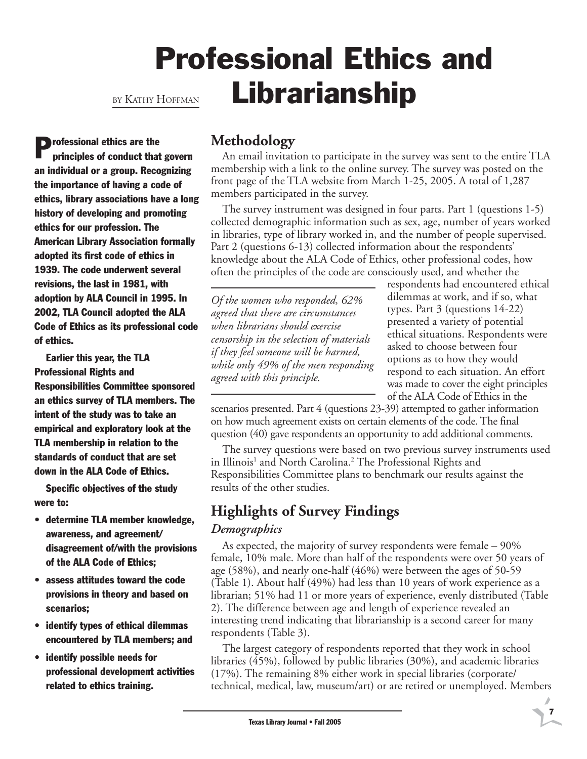# Professional Ethics and Librarianship

BY KATHY HOFFMAN

**Professional ethics are the principles of conduct that govern an individual or a group. Recognizing the importance of having a code of ethics, library associations have a long history of developing and promoting ethics for our profession. The American Library Association formally adopted its first code of ethics in 1939. The code underwent several revisions, the last in 1981, with adoption by ALA Council in 1995. In 2002, TLA Council adopted the ALA Code of Ethics as its professional code of ethics.**

**Earlier this year, the TLA Professional Rights and Responsibilities Committee sponsored an ethics survey of TLA members. The intent of the study was to take an empirical and exploratory look at the TLA membership in relation to the standards of conduct that are set down in the ALA Code of Ethics.**

**Specific objectives of the study were to:**

- **determine TLA member knowledge, awareness, and agreement/disagreement of/with the provisions of the ALA Code of Ethics;**
- **assess attitudes toward the code provisions in theory and based on scenarios;**
- **identify types of ethical dilemmas encountered by TLA members; and**
- **identify possible needs for professional development activities related to ethics training.**

## Methodology

An email invitation to participate in the survey was sent to the entire TLA membership with a link to the online survey. The survey was posted on the front page of the TLA website from March 1-25, 2005. A total of 1,287 members participated in the survey.

The survey instrument was designed in four parts. Part 1 (questions 1-5) collected demographic information such as sex, age, number of years worked in libraries, type of library worked in, and the number of people supervised. Part 2 (questions 6-13) collected information about the respondents' knowledge about the ALA Code of Ethics, other professional codes, how often the principles of the code are consciously used, and whether the respondents had encountered ethical dilemmas at work, and if so, what types. Part 3 (questions 14-22) presented a variety of potential ethical situations. Respondents were asked to choose between four options as to how they would respond to each situation. An effort was made to cover the eight principles of the ALA Code of Ethics in the scenarios presented. Part 4 (questions 23-39) attempted to gather information on how much agreement exists on certain elements of the code. The final question (40) gave respondents an opportunity to add additional comments.

*Of the women who responded, 62% agreed that there are circumstances when librarians should exercise censorship in the selection of materials if they feel someone will be harmed, while only 49% of the men responding agreed with this principle.*

The survey questions were based on two previous survey instruments used in Illinois[1] and North Carolina.[2] The Professional Rights and Responsibilities Committee plans to benchmark our results against the results of the other studies.

## Highlights of Survey Findings

### *Demographics*

As expected, the majority of survey respondents were female – 90% female, 10% male. More than half of the respondents were over 50 years of age (58%), and nearly one-half (46%) were between the ages of 50-59 (Table 1). About half (49%) had less than 10 years of work experience as a librarian; 51% had 11 or more years of experience, evenly distributed (Table 2). The difference between age and length of experience revealed an interesting trend indicating that librarianship is a second career for many respondents (Table 3).

The largest category of respondents reported that they work in school libraries (45%), followed by public libraries (30%), and academic libraries (17%). The remaining 8% either work in special libraries (corporate/technical, medical, law, museum/art) or are retired or unemployed. Members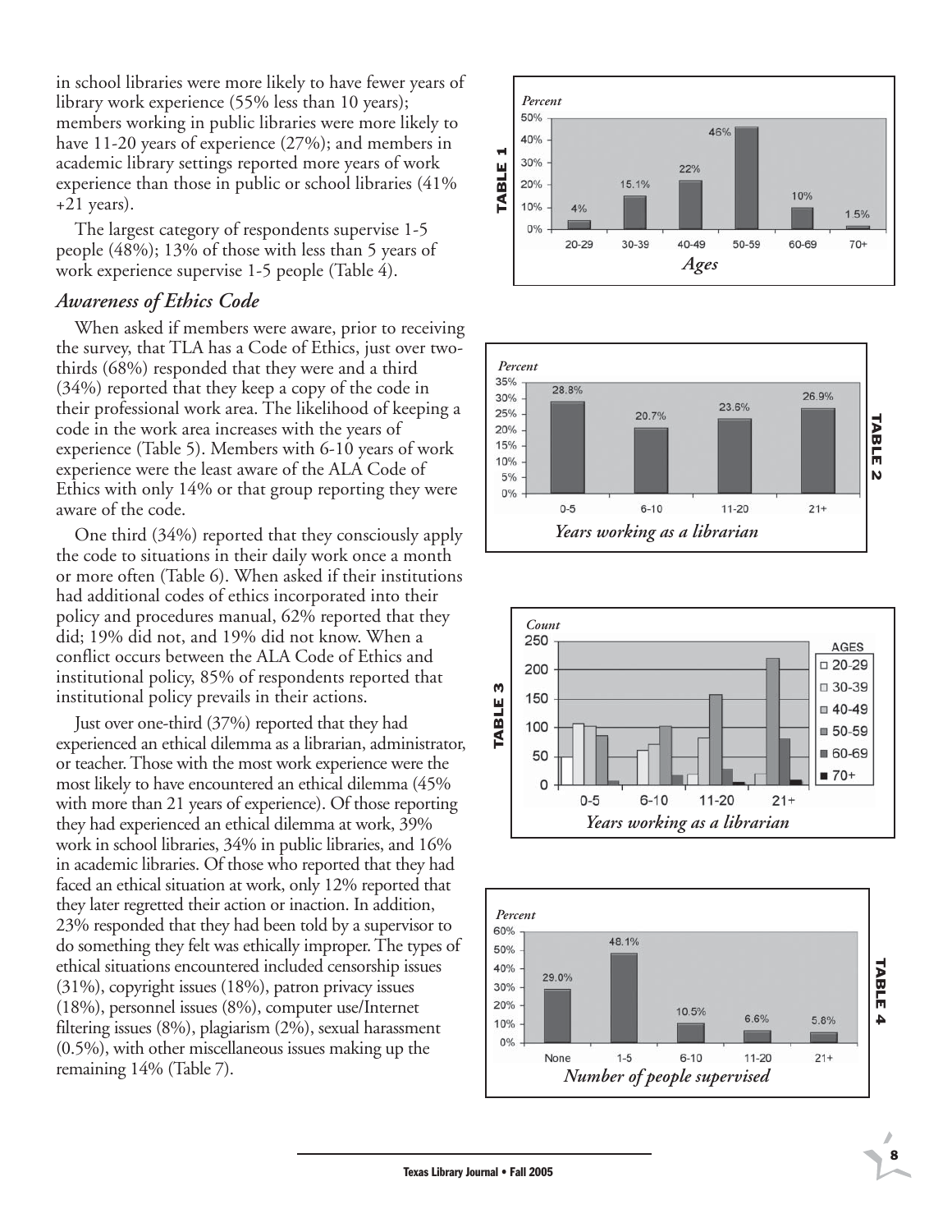in school libraries were more likely to have fewer years of library work experience (55% less than 10 years); members working in public libraries were more likely to have 11-20 years of experience (27%); and members in academic library settings reported more years of work experience than those in public or school libraries (41% +21 years).

The largest category of respondents supervise 1-5 people (48%); 13% of those with less than 5 years of work experience supervise 1-5 people (Table 4).

### *Awareness of Ethics Code*

When asked if members were aware, prior to receiving the survey, that TLA has a Code of Ethics, just over two-thirds (68%) responded that they were and a third (34%) reported that they keep a copy of the code in their professional work area. The likelihood of keeping a code in the work area increases with the years of experience (Table 5). Members with 6-10 years of work experience were the least aware of the ALA Code of Ethics with only 14% or that group reporting they were aware of the code.

One third (34%) reported that they consciously apply the code to situations in their daily work once a month or more often (Table 6). When asked if their institutions had additional codes of ethics incorporated into their policy and procedures manual, 62% reported that they did; 19% did not, and 19% did not know. When a conflict occurs between the ALA Code of Ethics and institutional policy, 85% of respondents reported that institutional policy prevails in their actions.

Just over one-third (37%) reported that they had experienced an ethical dilemma as a librarian, administrator, or teacher. Those with the most work experience were the most likely to have encountered an ethical dilemma (45% with more than 21 years of experience). Of those reporting they had experienced an ethical dilemma at work, 39% work in school libraries, 34% in public libraries, and 16% in academic libraries. Of those who reported that they had faced an ethical situation at work, only 12% reported that they later regretted their action or inaction. In addition, 23% responded that they had been told by a supervisor to do something they felt was ethically improper. The types of ethical situations encountered included censorship issues (31%), copyright issues (18%), patron privacy issues (18%), personnel issues (8%), computer use/Internet filtering issues (8%), plagiarism (2%), sexual harassment (0.5%), with other miscellaneous issues making up the remaining 14% (Table 7).

**TABLE 1**

| Ages | Percent |
|---|---|
| 20-29 | 4% |
| 30-39 | 15.1% |
| 40-49 | 22% |
| 50-59 | 46% |
| 60-69 | 10% |
| 70+ | 1.5% |

**TABLE 2**

| Years working as a librarian | Percent |
|---|---|
| 0-5 | 28.8% |
| 6-10 | 20.7% |
| 11-20 | 23.6% |
| 21+ | 26.9% |

**TABLE 3**

Count by years working as a librarian, by ages (20-29, 30-39, 40-49, 50-59, 60-69, 70+); x-axis: 0-5, 6-10, 11-20, 21+.

**TABLE 4**

| Number of people supervised | Percent |
|---|---|
| None | 29.0% |
| 1-5 | 48.1% |
| 6-10 | 10.5% |
| 11-20 | 6.6% |
| 21+ | 5.8% |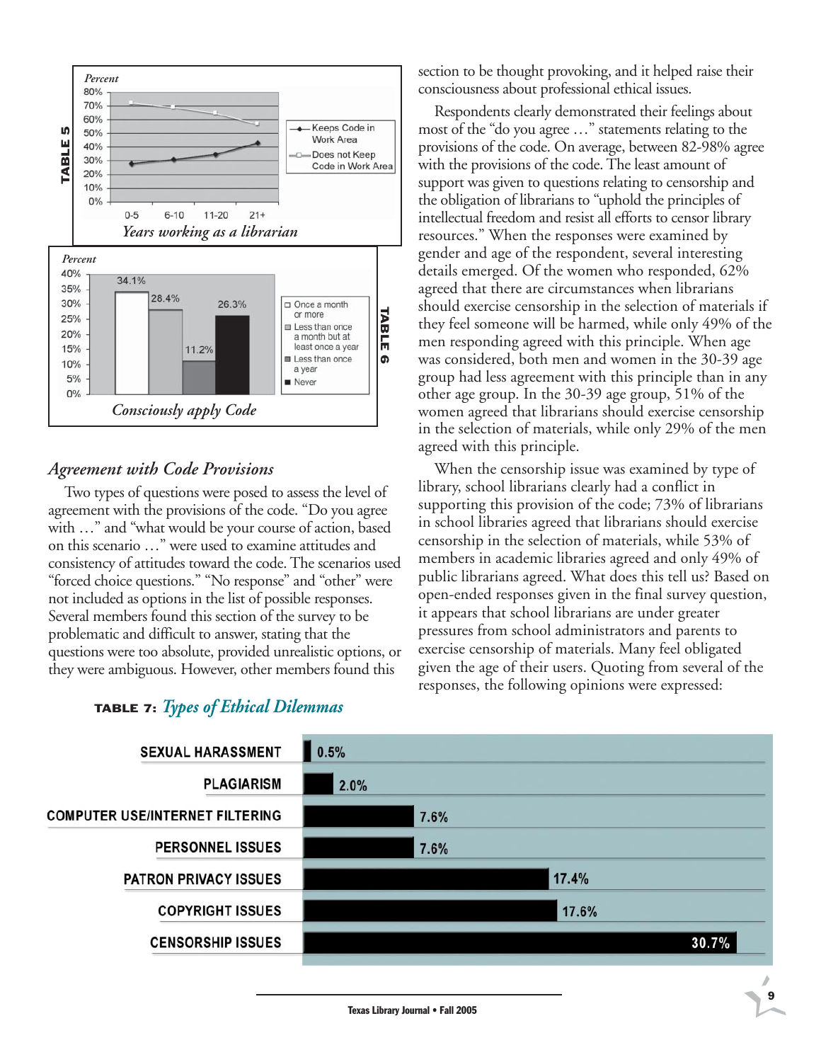**TABLE 5**

Percent

| Years working as a librarian | 0-5 | 6-10 | 11-20 | 21+ |
|---|---|---|---|---|
| Keeps Code in Work Area | | | | |
| Does not Keep Code in Work Area | | | | |

*Years working as a librarian*

**TABLE 6**

Percent

| Consciously apply Code | Percent |
|---|---|
| Once a month or more | 34.1% |
| Less than once a month but at least once a year | 28.4% |
| Less than once a year | 11.2% |
| Never | 26.3% |

*Consciously apply Code*

## *Agreement with Code Provisions*

Two types of questions were posed to assess the level of agreement with the provisions of the code. "Do you agree with …" and "what would be your course of action, based on this scenario …" were used to examine attitudes and consistency of attitudes toward the code. The scenarios used "forced choice questions." "No response" and "other" were not included as options in the list of possible responses. Several members found this section of the survey to be problematic and difficult to answer, stating that the questions were too absolute, provided unrealistic options, or they were ambiguous. However, other members found this section to be thought provoking, and it helped raise their consciousness about professional ethical issues.

Respondents clearly demonstrated their feelings about most of the "do you agree …" statements relating to the provisions of the code. On average, between 82-98% agree with the provisions of the code. The least amount of support was given to questions relating to censorship and the obligation of librarians to "uphold the principles of intellectual freedom and resist all efforts to censor library resources." When the responses were examined by gender and age of the respondent, several interesting details emerged. Of the women who responded, 62% agreed that there are circumstances when librarians should exercise censorship in the selection of materials if they feel someone will be harmed, while only 49% of the men responding agreed with this principle. When age was considered, both men and women in the 30-39 age group had less agreement with this principle than in any other age group. In the 30-39 age group, 51% of the women agreed that librarians should exercise censorship in the selection of materials, while only 29% of the men agreed with this principle.

When the censorship issue was examined by type of library, school librarians clearly had a conflict in supporting this provision of the code; 73% of librarians in school libraries agreed that librarians should exercise censorship in the selection of materials, while 53% of members in academic libraries agreed and only 49% of public librarians agreed. What does this tell us? Based on open-ended responses given in the final survey question, it appears that school librarians are under greater pressures from school administrators and parents to exercise censorship of materials. Many feel obligated given the age of their users. Quoting from several of the responses, the following opinions were expressed:

**TABLE 7:** *Types of Ethical Dilemmas*

| Type | Percent |
|---|---|
| SEXUAL HARASSMENT | 0.5% |
| PLAGIARISM | 2.0% |
| COMPUTER USE/INTERNET FILTERING | 7.6% |
| PERSONNEL ISSUES | 7.6% |
| PATRON PRIVACY ISSUES | 17.4% |
| COPYRIGHT ISSUES | 17.6% |
| CENSORSHIP ISSUES | 30.7% |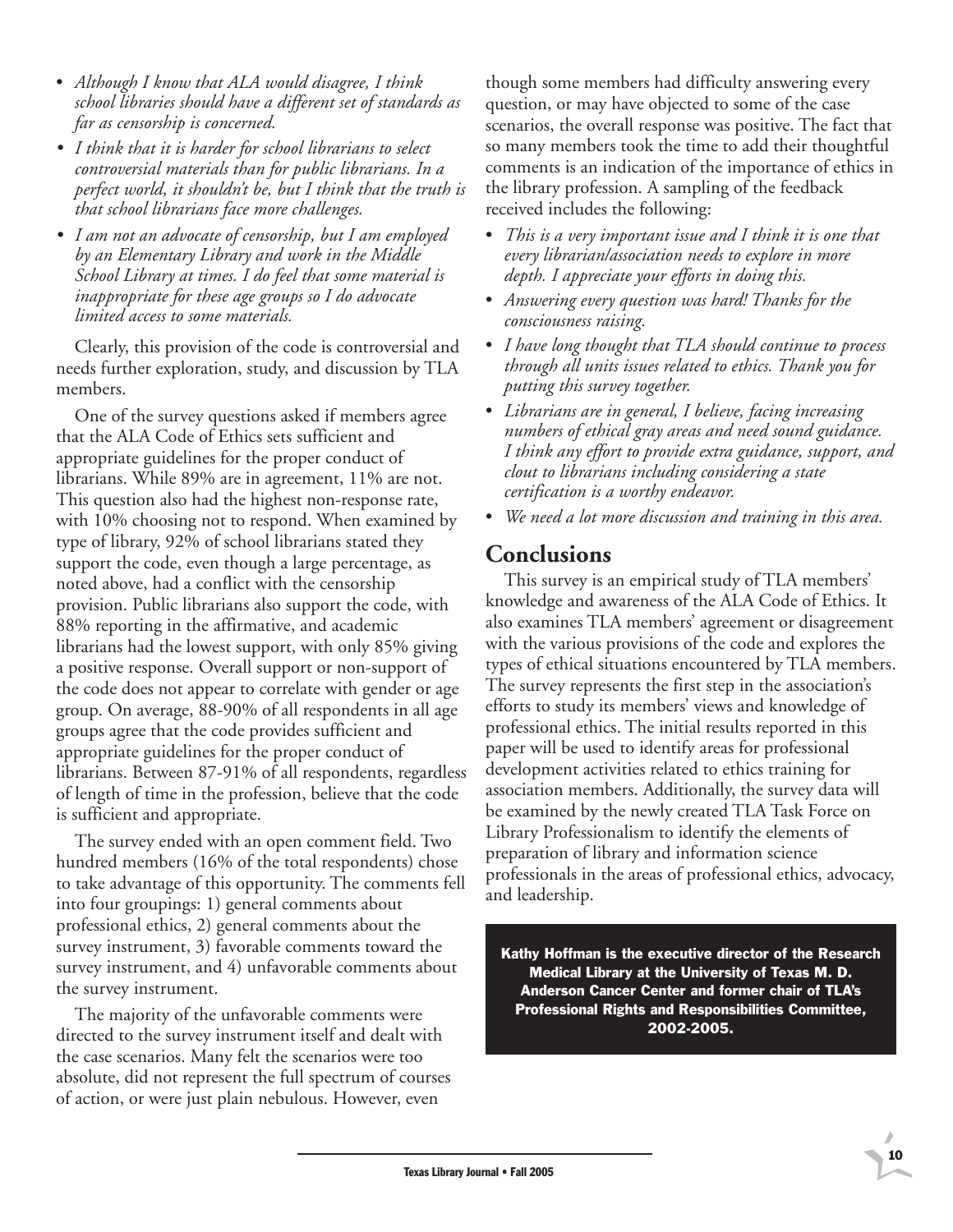- *Although I know that ALA would disagree, I think school libraries should have a different set of standards as far as censorship is concerned.*
- *I think that it is harder for school librarians to select controversial materials than for public librarians. In a perfect world, it shouldn't be, but I think that the truth is that school librarians face more challenges.*
- *I am not an advocate of censorship, but I am employed by an Elementary Library and work in the Middle School Library at times. I do feel that some material is inappropriate for these age groups so I do advocate limited access to some materials.*

Clearly, this provision of the code is controversial and needs further exploration, study, and discussion by TLA members.

One of the survey questions asked if members agree that the ALA Code of Ethics sets sufficient and appropriate guidelines for the proper conduct of librarians. While 89% are in agreement, 11% are not. This question also had the highest non-response rate, with 10% choosing not to respond. When examined by type of library, 92% of school librarians stated they support the code, even though a large percentage, as noted above, had a conflict with the censorship provision. Public librarians also support the code, with 88% reporting in the affirmative, and academic librarians had the lowest support, with only 85% giving a positive response. Overall support or non-support of the code does not appear to correlate with gender or age group. On average, 88-90% of all respondents in all age groups agree that the code provides sufficient and appropriate guidelines for the proper conduct of librarians. Between 87-91% of all respondents, regardless of length of time in the profession, believe that the code is sufficient and appropriate.

The survey ended with an open comment field. Two hundred members (16% of the total respondents) chose to take advantage of this opportunity. The comments fell into four groupings: 1) general comments about professional ethics, 2) general comments about the survey instrument, 3) favorable comments toward the survey instrument, and 4) unfavorable comments about the survey instrument.

The majority of the unfavorable comments were directed to the survey instrument itself and dealt with the case scenarios. Many felt the scenarios were too absolute, did not represent the full spectrum of courses of action, or were just plain nebulous. However, even though some members had difficulty answering every question, or may have objected to some of the case scenarios, the overall response was positive. The fact that so many members took the time to add their thoughtful comments is an indication of the importance of ethics in the library profession. A sampling of the feedback received includes the following:

- *This is a very important issue and I think it is one that every librarian/association needs to explore in more depth. I appreciate your efforts in doing this.*
- *Answering every question was hard! Thanks for the consciousness raising.*
- *I have long thought that TLA should continue to process through all units issues related to ethics. Thank you for putting this survey together.*
- *Librarians are in general, I believe, facing increasing numbers of ethical gray areas and need sound guidance. I think any effort to provide extra guidance, support, and clout to librarians including considering a state certification is a worthy endeavor.*
- *We need a lot more discussion and training in this area.*

## Conclusions

This survey is an empirical study of TLA members' knowledge and awareness of the ALA Code of Ethics. It also examines TLA members' agreement or disagreement with the various provisions of the code and explores the types of ethical situations encountered by TLA members. The survey represents the first step in the association's efforts to study its members' views and knowledge of professional ethics. The initial results reported in this paper will be used to identify areas for professional development activities related to ethics training for association members. Additionally, the survey data will be examined by the newly created TLA Task Force on Library Professionalism to identify the elements of preparation of library and information science professionals in the areas of professional ethics, advocacy, and leadership.

**Kathy Hoffman is the executive director of the Research Medical Library at the University of Texas M. D. Anderson Cancer Center and former chair of TLA's Professional Rights and Responsibilities Committee, 2002-2005.**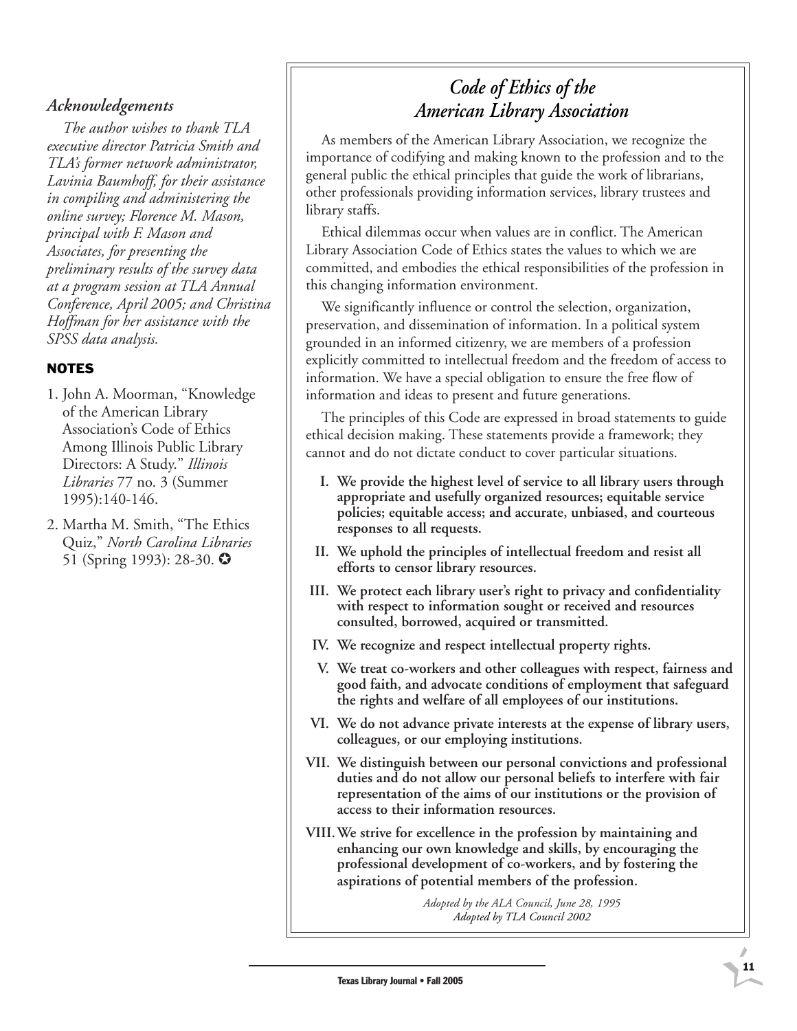## *Acknowledgements*

*The author wishes to thank TLA executive director Patricia Smith and TLA's former network administrator, Lavinia Baumhoff, for their assistance in compiling and administering the online survey; Florence M. Mason, principal with F. Mason and Associates, for presenting the preliminary results of the survey data at a program session at TLA Annual Conference, April 2005; and Christina Hoffman for her assistance with the SPSS data analysis.*

## NOTES

1. John A. Moorman, "Knowledge of the American Library Association's Code of Ethics Among Illinois Public Library Directors: A Study." *Illinois Libraries* 77 no. 3 (Summer 1995):140-146.
2. Martha M. Smith, "The Ethics Quiz," *North Carolina Libraries* 51 (Spring 1993): 28-30. ✪

## *Code of Ethics of the American Library Association*

As members of the American Library Association, we recognize the importance of codifying and making known to the profession and to the general public the ethical principles that guide the work of librarians, other professionals providing information services, library trustees and library staffs.

Ethical dilemmas occur when values are in conflict. The American Library Association Code of Ethics states the values to which we are committed, and embodies the ethical responsibilities of the profession in this changing information environment.

We significantly influence or control the selection, organization, preservation, and dissemination of information. In a political system grounded in an informed citizenry, we are members of a profession explicitly committed to intellectual freedom and the freedom of access to information. We have a special obligation to ensure the free flow of information and ideas to present and future generations.

The principles of this Code are expressed in broad statements to guide ethical decision making. These statements provide a framework; they cannot and do not dictate conduct to cover particular situations.

I. **We provide the highest level of service to all library users through appropriate and usefully organized resources; equitable service policies; equitable access; and accurate, unbiased, and courteous responses to all requests.**

II. **We uphold the principles of intellectual freedom and resist all efforts to censor library resources.**

III. **We protect each library user's right to privacy and confidentiality with respect to information sought or received and resources consulted, borrowed, acquired or transmitted.**

IV. **We recognize and respect intellectual property rights.**

V. **We treat co-workers and other colleagues with respect, fairness and good faith, and advocate conditions of employment that safeguard the rights and welfare of all employees of our institutions.**

VI. **We do not advance private interests at the expense of library users, colleagues, or our employing institutions.**

VII. **We distinguish between our personal convictions and professional duties and do not allow our personal beliefs to interfere with fair representation of the aims of our institutions or the provision of access to their information resources.**

VIII. **We strive for excellence in the profession by maintaining and enhancing our own knowledge and skills, by encouraging the professional development of co-workers, and by fostering the aspirations of potential members of the profession.**

*Adopted by the ALA Council, June 28, 1995*
*Adopted by TLA Council 2002*